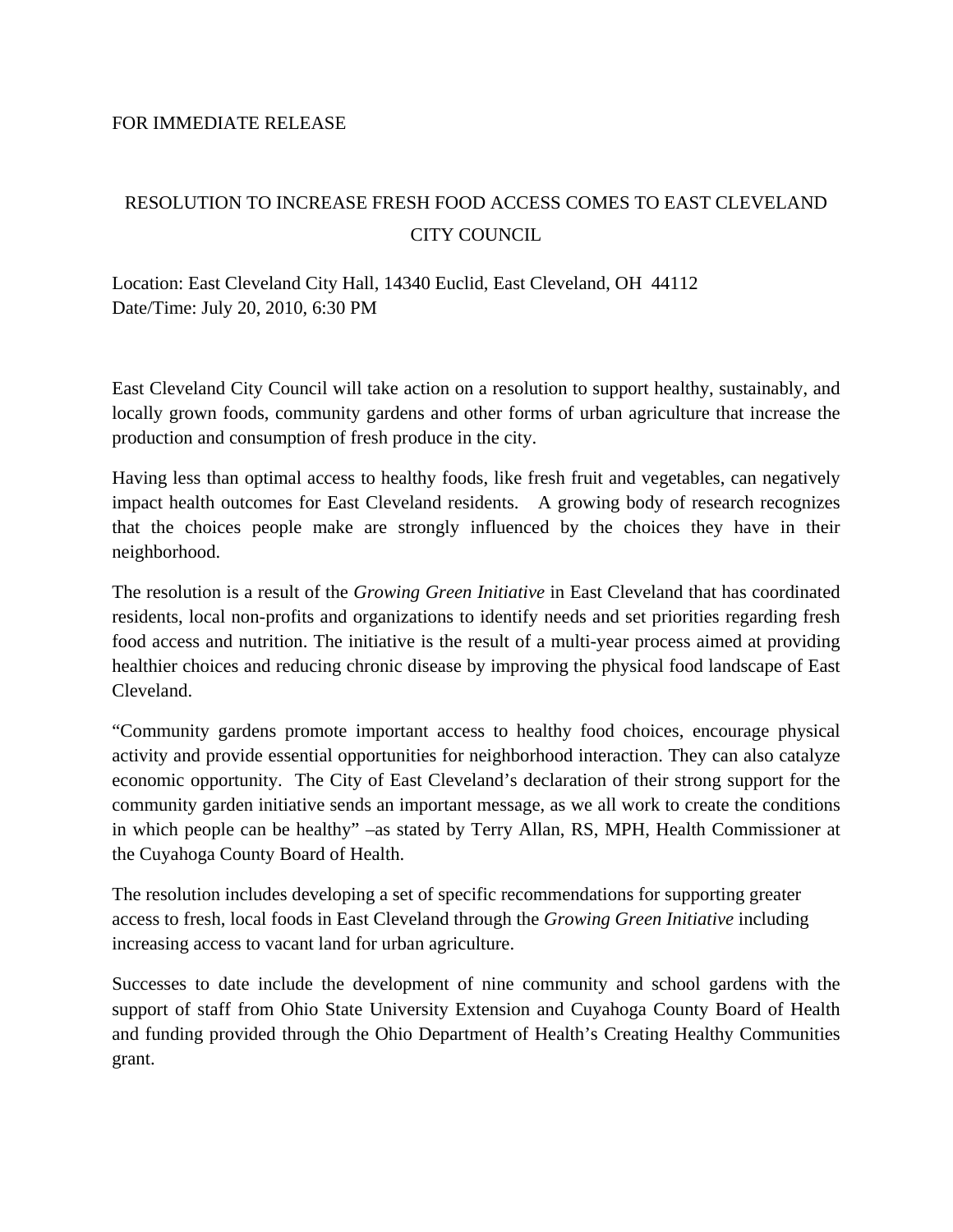FOR IMMEDIATE RELEASE

# RESOLUTION TO INCREASE FRESH FOOD ACCESS COMES TO EAST CLEVELAND CITY COUNCIL

Location: East Cleveland City Hall, 14340 Euclid, East Cleveland, OH 44112
Date/Time: July 20, 2010, 6:30 PM

East Cleveland City Council will take action on a resolution to support healthy, sustainably, and locally grown foods, community gardens and other forms of urban agriculture that increase the production and consumption of fresh produce in the city.

Having less than optimal access to healthy foods, like fresh fruit and vegetables, can negatively impact health outcomes for East Cleveland residents. A growing body of research recognizes that the choices people make are strongly influenced by the choices they have in their neighborhood.

The resolution is a result of the *Growing Green Initiative* in East Cleveland that has coordinated residents, local non-profits and organizations to identify needs and set priorities regarding fresh food access and nutrition. The initiative is the result of a multi-year process aimed at providing healthier choices and reducing chronic disease by improving the physical food landscape of East Cleveland.

"Community gardens promote important access to healthy food choices, encourage physical activity and provide essential opportunities for neighborhood interaction. They can also catalyze economic opportunity. The City of East Cleveland's declaration of their strong support for the community garden initiative sends an important message, as we all work to create the conditions in which people can be healthy" –as stated by Terry Allan, RS, MPH, Health Commissioner at the Cuyahoga County Board of Health.

The resolution includes developing a set of specific recommendations for supporting greater access to fresh, local foods in East Cleveland through the *Growing Green Initiative* including increasing access to vacant land for urban agriculture.

Successes to date include the development of nine community and school gardens with the support of staff from Ohio State University Extension and Cuyahoga County Board of Health and funding provided through the Ohio Department of Health's Creating Healthy Communities grant.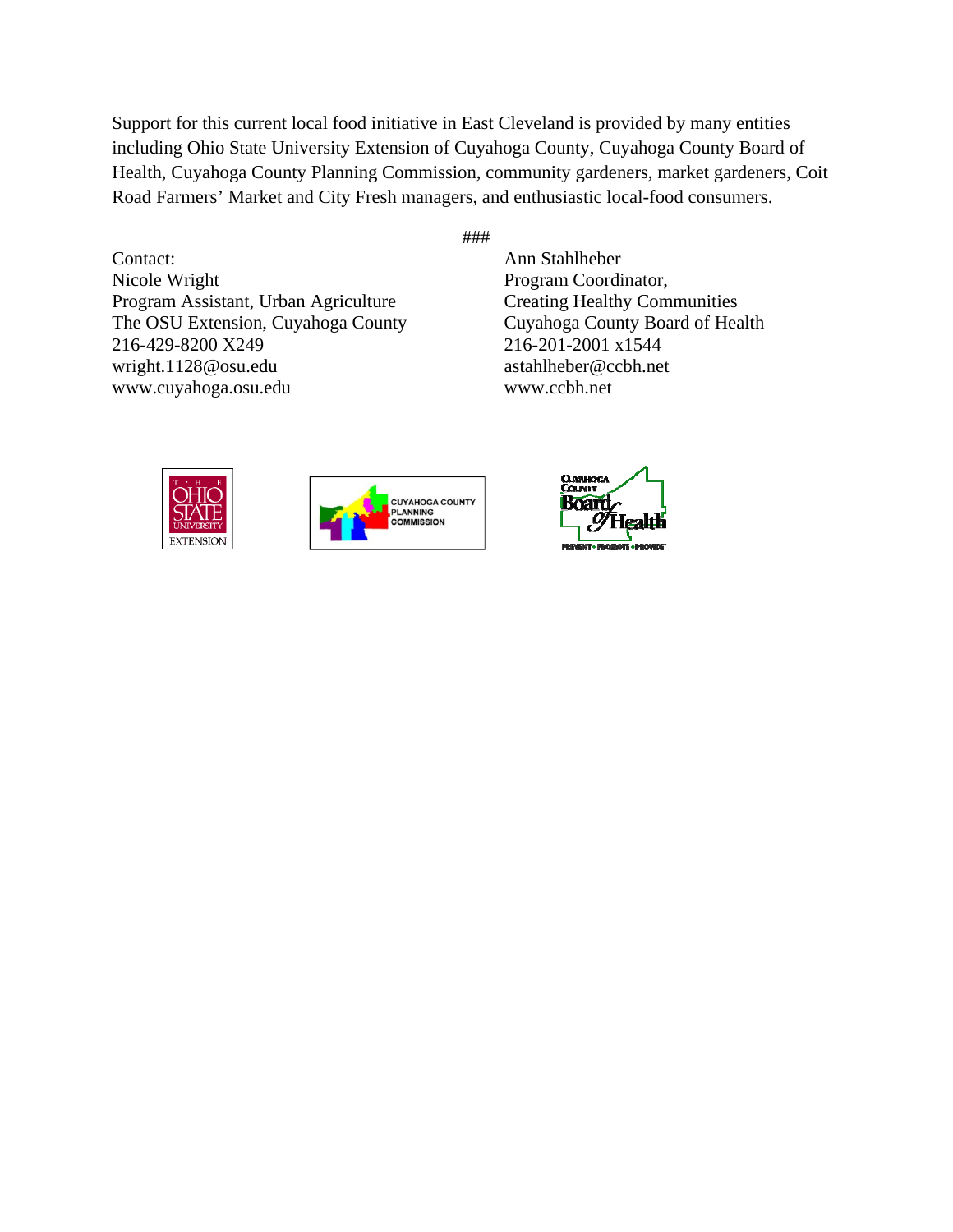Support for this current local food initiative in East Cleveland is provided by many entities including Ohio State University Extension of Cuyahoga County, Cuyahoga County Board of Health, Cuyahoga County Planning Commission, community gardeners, market gardeners, Coit Road Farmers' Market and City Fresh managers, and enthusiastic local-food consumers.

###

Contact:
Nicole Wright
Program Assistant, Urban Agriculture
The OSU Extension, Cuyahoga County
216-429-8200 X249
wright.1128@osu.edu
www.cuyahoga.osu.edu

Ann Stahlheber
Program Coordinator,
Creating Healthy Communities
Cuyahoga County Board of Health
216-201-2001 x1544
astahlheber@ccbh.net
www.ccbh.net